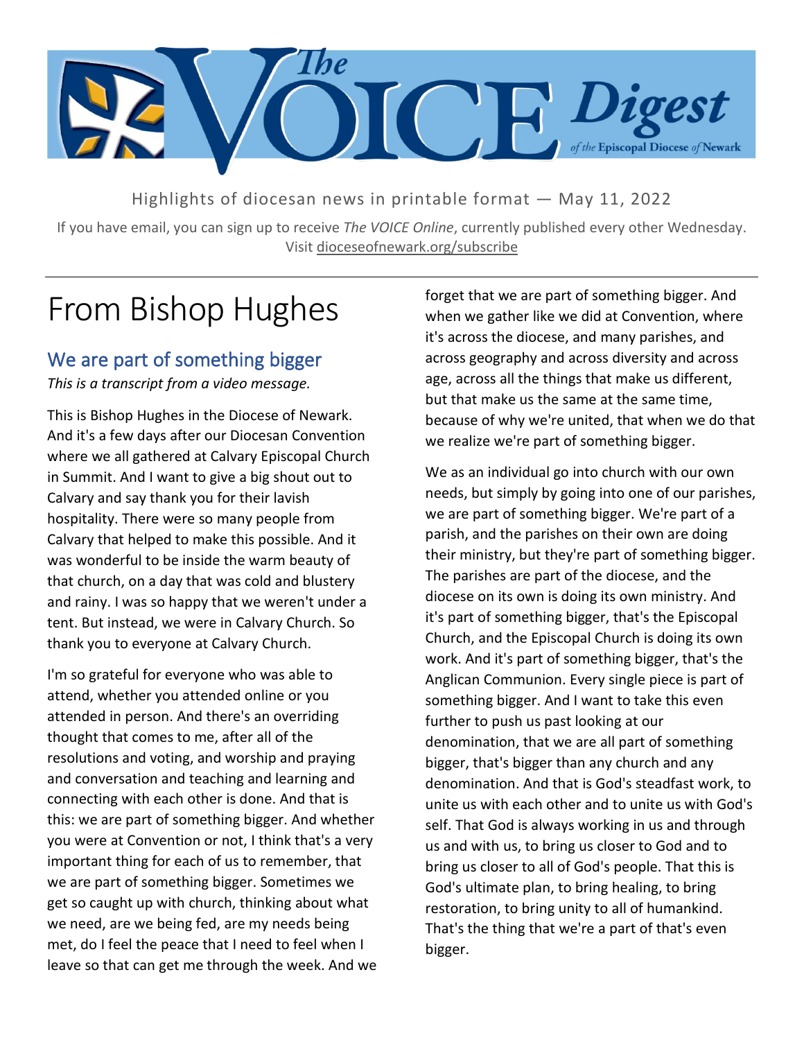# The VOICE Digest

*of the* Episcopal Diocese *of* Newark

Highlights of diocesan news in printable format — May 11, 2022

If you have email, you can sign up to receive *The VOICE Online*, currently published every other Wednesday. Visit dioceseofnewark.org/subscribe

# From Bishop Hughes

## We are part of something bigger

*This is a transcript from a video message.*

This is Bishop Hughes in the Diocese of Newark. And it's a few days after our Diocesan Convention where we all gathered at Calvary Episcopal Church in Summit. And I want to give a big shout out to Calvary and say thank you for their lavish hospitality. There were so many people from Calvary that helped to make this possible. And it was wonderful to be inside the warm beauty of that church, on a day that was cold and blustery and rainy. I was so happy that we weren't under a tent. But instead, we were in Calvary Church. So thank you to everyone at Calvary Church.

I'm so grateful for everyone who was able to attend, whether you attended online or you attended in person. And there's an overriding thought that comes to me, after all of the resolutions and voting, and worship and praying and conversation and teaching and learning and connecting with each other is done. And that is this: we are part of something bigger. And whether you were at Convention or not, I think that's a very important thing for each of us to remember, that we are part of something bigger. Sometimes we get so caught up with church, thinking about what we need, are we being fed, are my needs being met, do I feel the peace that I need to feel when I leave so that can get me through the week. And we forget that we are part of something bigger. And when we gather like we did at Convention, where it's across the diocese, and many parishes, and across geography and across diversity and across age, across all the things that make us different, but that make us the same at the same time, because of why we're united, that when we do that we realize we're part of something bigger.

We as an individual go into church with our own needs, but simply by going into one of our parishes, we are part of something bigger. We're part of a parish, and the parishes on their own are doing their ministry, but they're part of something bigger. The parishes are part of the diocese, and the diocese on its own is doing its own ministry. And it's part of something bigger, that's the Episcopal Church, and the Episcopal Church is doing its own work. And it's part of something bigger, that's the Anglican Communion. Every single piece is part of something bigger. And I want to take this even further to push us past looking at our denomination, that we are all part of something bigger, that's bigger than any church and any denomination. And that is God's steadfast work, to unite us with each other and to unite us with God's self. That God is always working in us and through us and with us, to bring us closer to God and to bring us closer to all of God's people. That this is God's ultimate plan, to bring healing, to bring restoration, to bring unity to all of humankind. That's the thing that we're a part of that's even bigger.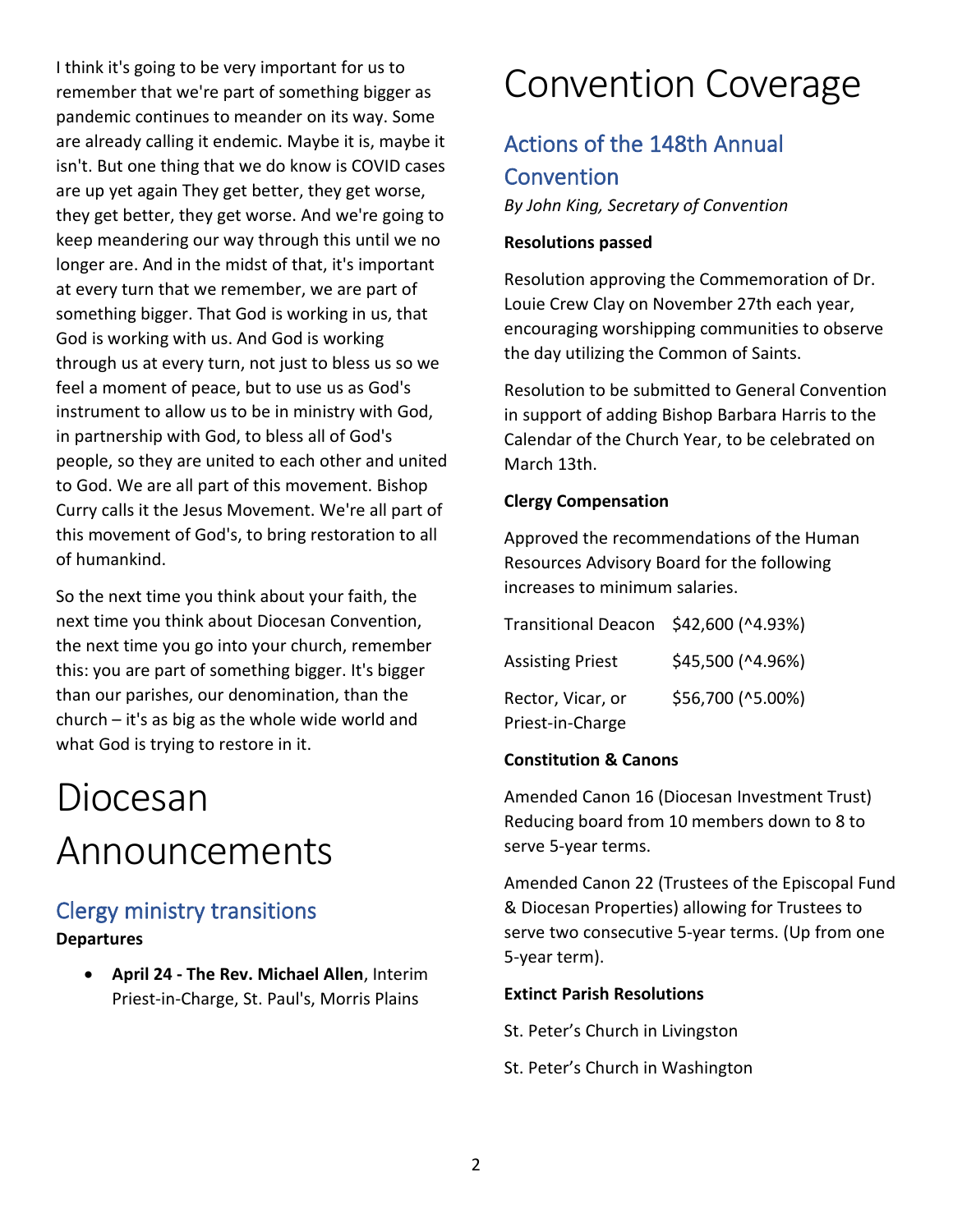I think it's going to be very important for us to remember that we're part of something bigger as pandemic continues to meander on its way. Some are already calling it endemic. Maybe it is, maybe it isn't. But one thing that we do know is COVID cases are up yet again They get better, they get worse, they get better, they get worse. And we're going to keep meandering our way through this until we no longer are. And in the midst of that, it's important at every turn that we remember, we are part of something bigger. That God is working in us, that God is working with us. And God is working through us at every turn, not just to bless us so we feel a moment of peace, but to use us as God's instrument to allow us to be in ministry with God, in partnership with God, to bless all of God's people, so they are united to each other and united to God. We are all part of this movement. Bishop Curry calls it the Jesus Movement. We're all part of this movement of God's, to bring restoration to all of humankind.

So the next time you think about your faith, the next time you think about Diocesan Convention, the next time you go into your church, remember this: you are part of something bigger. It's bigger than our parishes, our denomination, than the church – it's as big as the whole wide world and what God is trying to restore in it.

# Diocesan Announcements

## Clergy ministry transitions

**Departures**

- **April 24 - The Rev. Michael Allen**, Interim Priest-in-Charge, St. Paul's, Morris Plains

# Convention Coverage

## Actions of the 148th Annual Convention

*By John King, Secretary of Convention*

**Resolutions passed**

Resolution approving the Commemoration of Dr. Louie Crew Clay on November 27th each year, encouraging worshipping communities to observe the day utilizing the Common of Saints.

Resolution to be submitted to General Convention in support of adding Bishop Barbara Harris to the Calendar of the Church Year, to be celebrated on March 13th.

**Clergy Compensation**

Approved the recommendations of the Human Resources Advisory Board for the following increases to minimum salaries.

| | |
|---|---|
| Transitional Deacon | $42,600 (^4.93%) |
| Assisting Priest | $45,500 (^4.96%) |
| Rector, Vicar, or Priest-in-Charge | $56,700 (^5.00%) |

**Constitution & Canons**

Amended Canon 16 (Diocesan Investment Trust) Reducing board from 10 members down to 8 to serve 5-year terms.

Amended Canon 22 (Trustees of the Episcopal Fund & Diocesan Properties) allowing for Trustees to serve two consecutive 5-year terms. (Up from one 5-year term).

**Extinct Parish Resolutions**

St. Peter's Church in Livingston

St. Peter's Church in Washington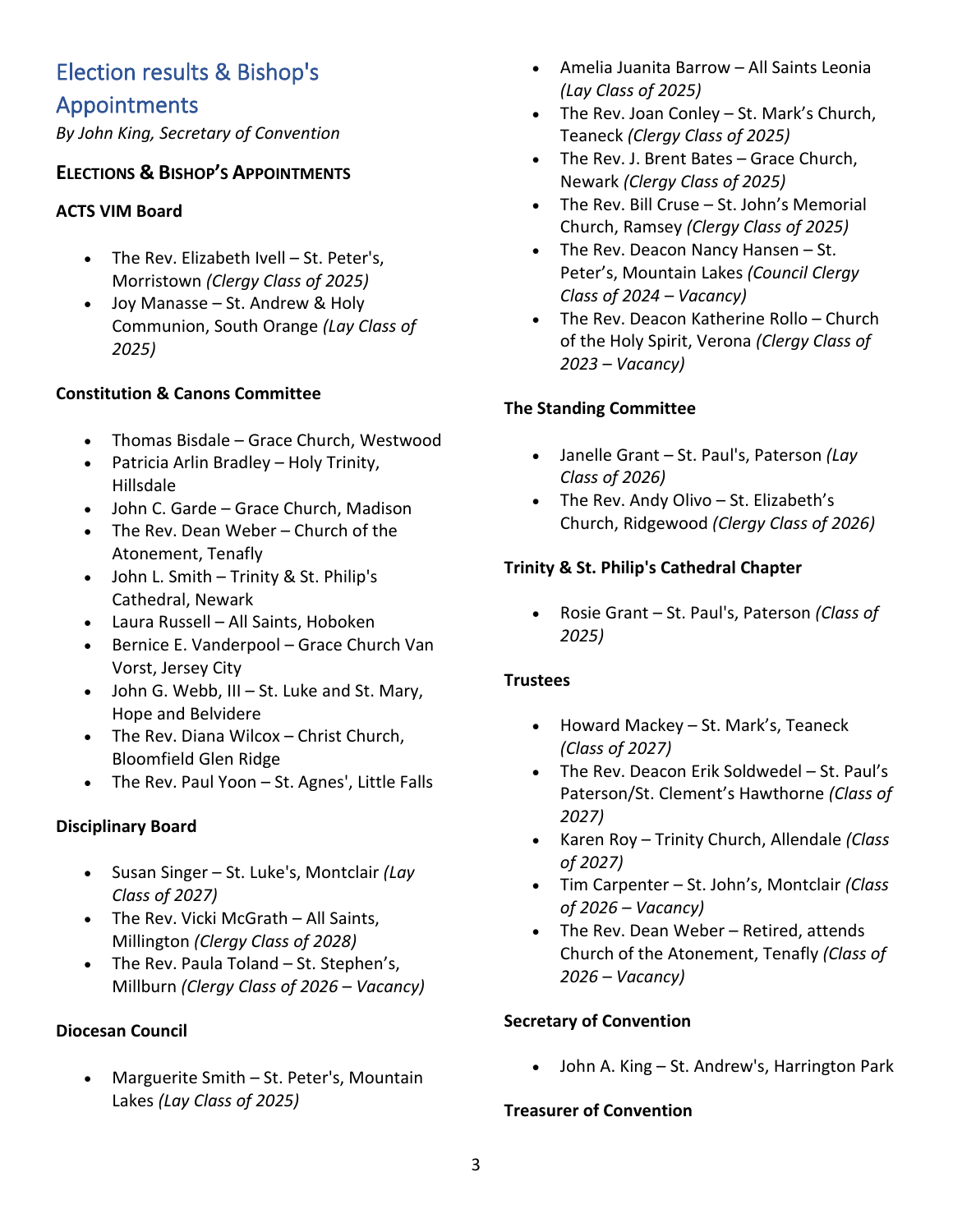## Election results & Bishop's Appointments

*By John King, Secretary of Convention*

### Elections & Bishop's Appointments

**ACTS VIM Board**

- The Rev. Elizabeth Ivell – St. Peter's, Morristown *(Clergy Class of 2025)*
- Joy Manasse – St. Andrew & Holy Communion, South Orange *(Lay Class of 2025)*

**Constitution & Canons Committee**

- Thomas Bisdale – Grace Church, Westwood
- Patricia Arlin Bradley – Holy Trinity, Hillsdale
- John C. Garde – Grace Church, Madison
- The Rev. Dean Weber – Church of the Atonement, Tenafly
- John L. Smith – Trinity & St. Philip's Cathedral, Newark
- Laura Russell – All Saints, Hoboken
- Bernice E. Vanderpool – Grace Church Van Vorst, Jersey City
- John G. Webb, III – St. Luke and St. Mary, Hope and Belvidere
- The Rev. Diana Wilcox – Christ Church, Bloomfield Glen Ridge
- The Rev. Paul Yoon – St. Agnes', Little Falls

**Disciplinary Board**

- Susan Singer – St. Luke's, Montclair *(Lay Class of 2027)*
- The Rev. Vicki McGrath – All Saints, Millington *(Clergy Class of 2028)*
- The Rev. Paula Toland – St. Stephen's, Millburn *(Clergy Class of 2026 – Vacancy)*

**Diocesan Council**

- Marguerite Smith – St. Peter's, Mountain Lakes *(Lay Class of 2025)*
- Amelia Juanita Barrow – All Saints Leonia *(Lay Class of 2025)*
- The Rev. Joan Conley – St. Mark's Church, Teaneck *(Clergy Class of 2025)*
- The Rev. J. Brent Bates – Grace Church, Newark *(Clergy Class of 2025)*
- The Rev. Bill Cruse – St. John's Memorial Church, Ramsey *(Clergy Class of 2025)*
- The Rev. Deacon Nancy Hansen – St. Peter's, Mountain Lakes *(Council Clergy Class of 2024 – Vacancy)*
- The Rev. Deacon Katherine Rollo – Church of the Holy Spirit, Verona *(Clergy Class of 2023 – Vacancy)*

**The Standing Committee**

- Janelle Grant – St. Paul's, Paterson *(Lay Class of 2026)*
- The Rev. Andy Olivo – St. Elizabeth's Church, Ridgewood *(Clergy Class of 2026)*

**Trinity & St. Philip's Cathedral Chapter**

- Rosie Grant – St. Paul's, Paterson *(Class of 2025)*

**Trustees**

- Howard Mackey – St. Mark's, Teaneck *(Class of 2027)*
- The Rev. Deacon Erik Soldwedel – St. Paul's Paterson/St. Clement's Hawthorne *(Class of 2027)*
- Karen Roy – Trinity Church, Allendale *(Class of 2027)*
- Tim Carpenter – St. John's, Montclair *(Class of 2026 – Vacancy)*
- The Rev. Dean Weber – Retired, attends Church of the Atonement, Tenafly *(Class of 2026 – Vacancy)*

**Secretary of Convention**

- John A. King – St. Andrew's, Harrington Park

**Treasurer of Convention**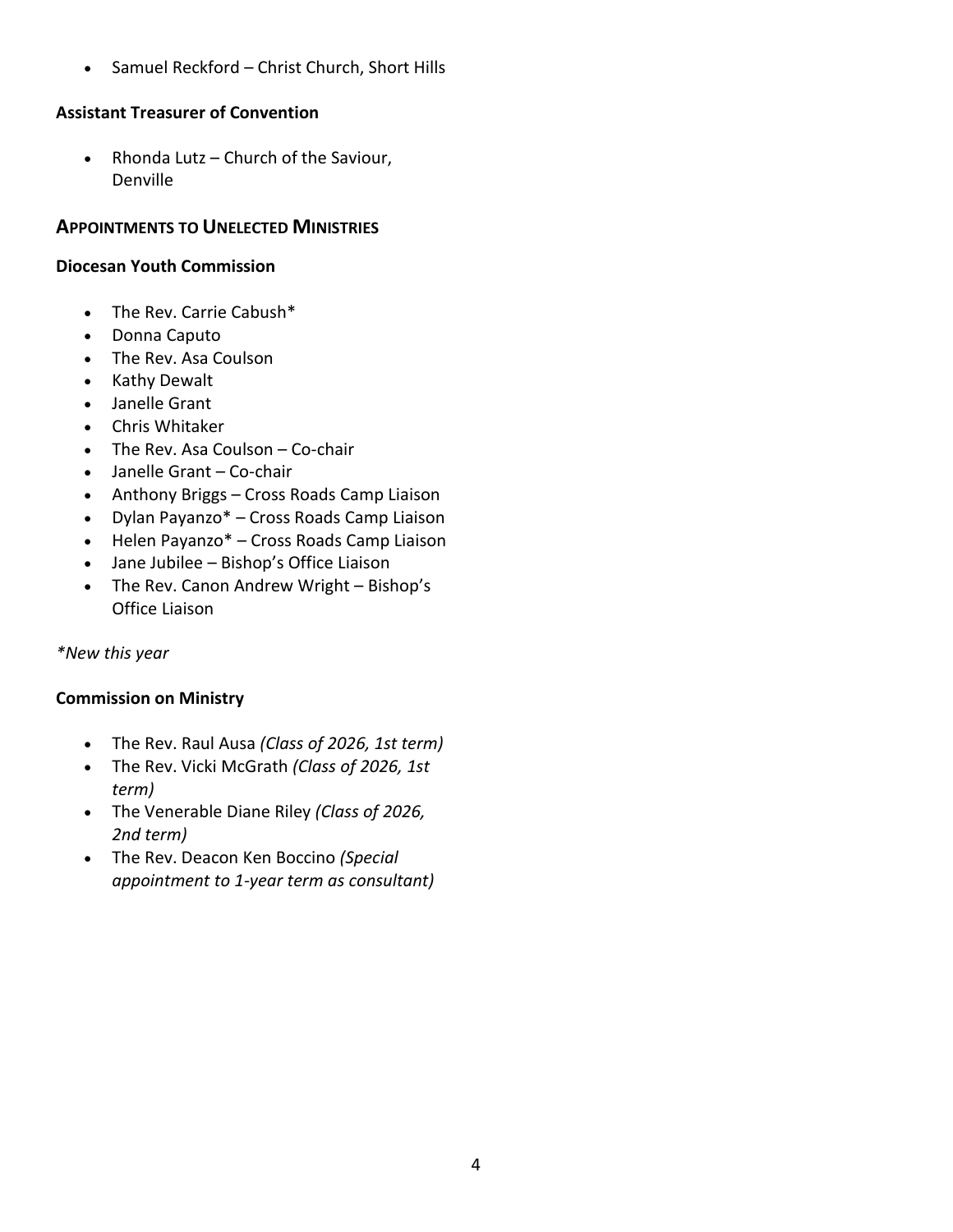- Samuel Reckford – Christ Church, Short Hills

**Assistant Treasurer of Convention**

- Rhonda Lutz – Church of the Saviour, Denville

## APPOINTMENTS TO UNELECTED MINISTRIES

**Diocesan Youth Commission**

- The Rev. Carrie Cabush*
- Donna Caputo
- The Rev. Asa Coulson
- Kathy Dewalt
- Janelle Grant
- Chris Whitaker
- The Rev. Asa Coulson – Co-chair
- Janelle Grant – Co-chair
- Anthony Briggs – Cross Roads Camp Liaison
- Dylan Payanzo* – Cross Roads Camp Liaison
- Helen Payanzo* – Cross Roads Camp Liaison
- Jane Jubilee – Bishop's Office Liaison
- The Rev. Canon Andrew Wright – Bishop's Office Liaison

*\*New this year*

**Commission on Ministry**

- The Rev. Raul Ausa *(Class of 2026, 1st term)*
- The Rev. Vicki McGrath *(Class of 2026, 1st term)*
- The Venerable Diane Riley *(Class of 2026, 2nd term)*
- The Rev. Deacon Ken Boccino *(Special appointment to 1-year term as consultant)*